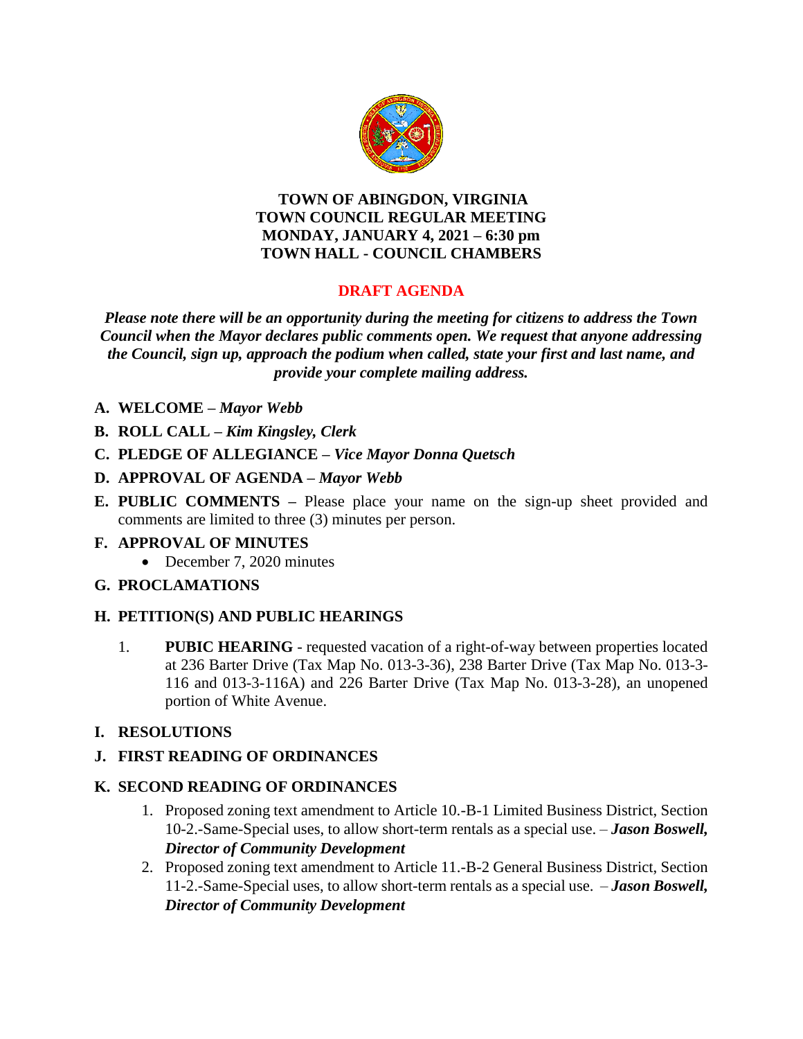# TOWN OF ABINGDON, VIRGINIA
# TOWN COUNCIL REGULAR MEETING
# MONDAY, JANUARY 4, 2021 – 6:30 pm
# TOWN HALL - COUNCIL CHAMBERS

## DRAFT AGENDA

***Please note there will be an opportunity during the meeting for citizens to address the Town Council when the Mayor declares public comments open. We request that anyone addressing the Council, sign up, approach the podium when called, state your first and last name, and provide your complete mailing address.***

**A. WELCOME –** ***Mayor Webb***

**B. ROLL CALL –** ***Kim Kingsley, Clerk***

**C. PLEDGE OF ALLEGIANCE –** ***Vice Mayor Donna Quetsch***

**D. APPROVAL OF AGENDA –** ***Mayor Webb***

**E. PUBLIC COMMENTS –** Please place your name on the sign-up sheet provided and comments are limited to three (3) minutes per person.

**F. APPROVAL OF MINUTES**

- December 7, 2020 minutes

**G. PROCLAMATIONS**

**H. PETITION(S) AND PUBLIC HEARINGS**

1. **PUBIC HEARING** - requested vacation of a right-of-way between properties located at 236 Barter Drive (Tax Map No. 013-3-36), 238 Barter Drive (Tax Map No. 013-3-116 and 013-3-116A) and 226 Barter Drive (Tax Map No. 013-3-28), an unopened portion of White Avenue.

**I. RESOLUTIONS**

**J. FIRST READING OF ORDINANCES**

**K. SECOND READING OF ORDINANCES**

1. Proposed zoning text amendment to Article 10.-B-1 Limited Business District, Section 10-2.-Same-Special uses, to allow short-term rentals as a special use. – ***Jason Boswell, Director of Community Development***
2. Proposed zoning text amendment to Article 11.-B-2 General Business District, Section 11-2.-Same-Special uses, to allow short-term rentals as a special use. – ***Jason Boswell, Director of Community Development***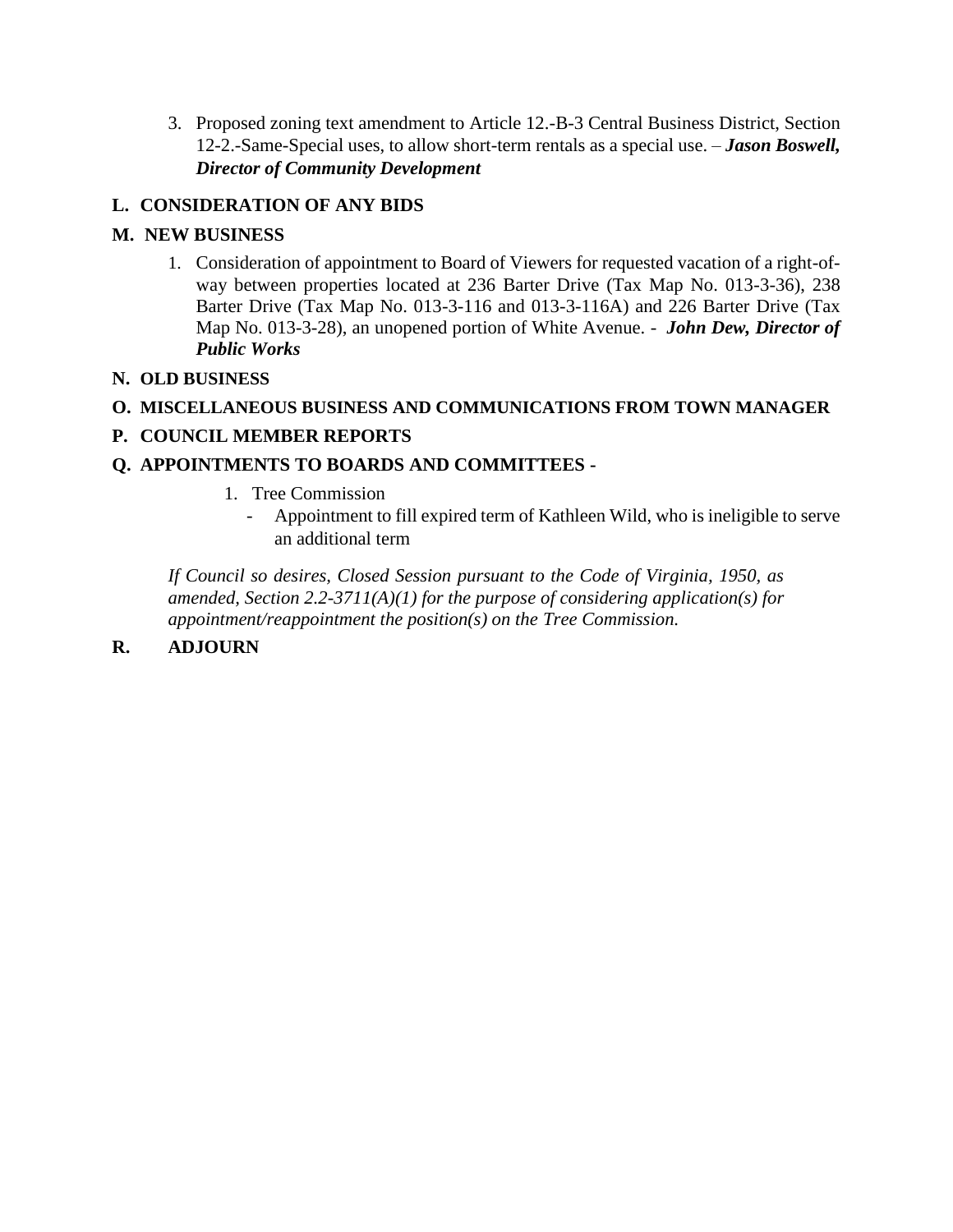3. Proposed zoning text amendment to Article 12.-B-3 Central Business District, Section 12-2.-Same-Special uses, to allow short-term rentals as a special use. – ***Jason Boswell, Director of Community Development***

**L. CONSIDERATION OF ANY BIDS**

**M. NEW BUSINESS**

1. Consideration of appointment to Board of Viewers for requested vacation of a right-of-way between properties located at 236 Barter Drive (Tax Map No. 013-3-36), 238 Barter Drive (Tax Map No. 013-3-116 and 013-3-116A) and 226 Barter Drive (Tax Map No. 013-3-28), an unopened portion of White Avenue. - ***John Dew, Director of Public Works***

**N. OLD BUSINESS**

**O. MISCELLANEOUS BUSINESS AND COMMUNICATIONS FROM TOWN MANAGER**

**P. COUNCIL MEMBER REPORTS**

**Q. APPOINTMENTS TO BOARDS AND COMMITTEES -**

1. Tree Commission
   - Appointment to fill expired term of Kathleen Wild, who is ineligible to serve an additional term

*If Council so desires, Closed Session pursuant to the Code of Virginia, 1950, as amended, Section 2.2-3711(A)(1) for the purpose of considering application(s) for appointment/reappointment the position(s) on the Tree Commission.*

**R. ADJOURN**